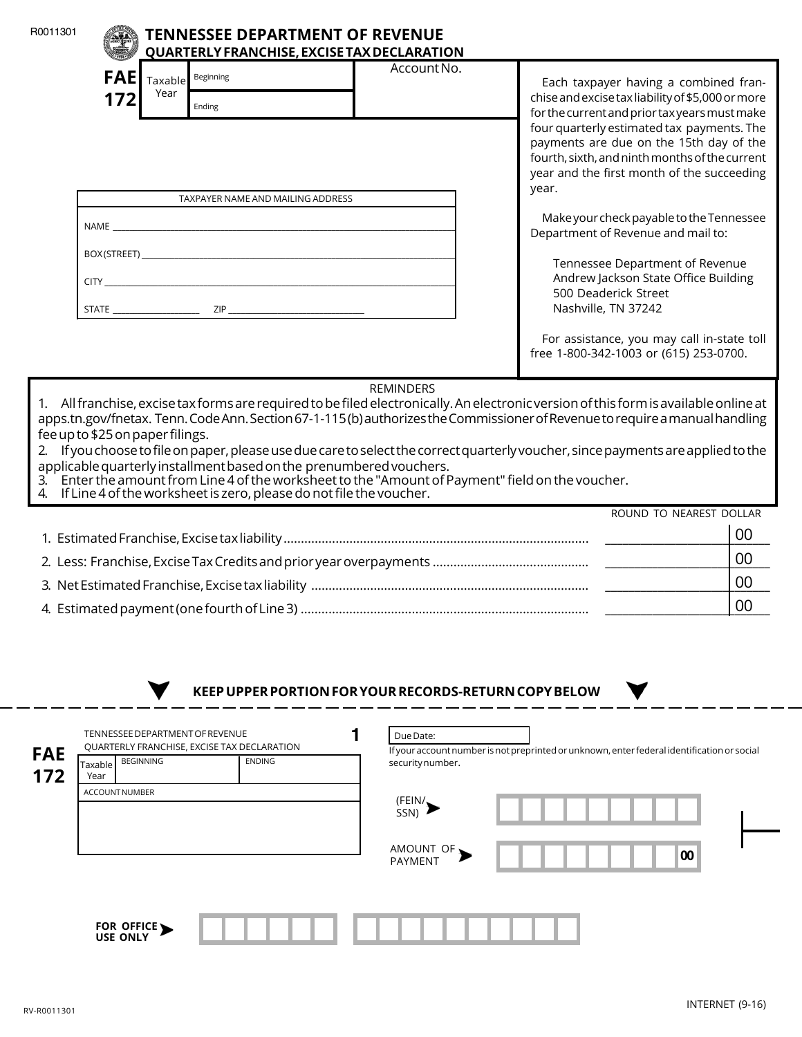R0011301

# TENNESSEE DEPARTMENT OF REVENUE
## QUARTERLY FRANCHISE, EXCISE TAX DECLARATION

**FAE 172**

| Taxable Year | Beginning | Account No. |
|---|---|---|
| | Ending | |

Each taxpayer having a combined franchise and excise tax liability of $5,000 or more for the current and prior tax years must make four quarterly estimated tax payments. The payments are due on the 15th day of the fourth, sixth, and ninth months of the current year and the first month of the succeeding year.

Make your check payable to the Tennessee Department of Revenue and mail to:

Tennessee Department of Revenue
Andrew Jackson State Office Building
500 Deaderick Street
Nashville, TN 37242

For assistance, you may call in-state toll free 1-800-342-1003 or (615) 253-0700.

| TAXPAYER NAME AND MAILING ADDRESS |
|---|
| NAME ______ |
| BOX (STREET) ______ |
| CITY ______ |
| STATE ______ ZIP ______ |

### REMINDERS

1. All franchise, excise tax forms are required to be filed electronically. An electronic version of this form is available online at apps.tn.gov/fnetax. Tenn. Code Ann. Section 67-1-115(b) authorizes the Commissioner of Revenue to require a manual handling fee up to $25 on paper filings.
2. If you choose to file on paper, please use due care to select the correct quarterly voucher, since payments are applied to the applicable quarterly installment based on the prenumbered vouchers.
3. Enter the amount from Line 4 of the worksheet to the "Amount of Payment" field on the voucher.
4. If Line 4 of the worksheet is zero, please do not file the voucher.

| | ROUND TO NEAREST DOLLAR |
|---|---|
| 1. Estimated Franchise, Excise tax liability | ______ 00 |
| 2. Less: Franchise, Excise Tax Credits and prior year overpayments | ______ 00 |
| 3. Net Estimated Franchise, Excise tax liability | ______ 00 |
| 4. Estimated payment (one fourth of Line 3) | ______ 00 |

**KEEP UPPER PORTION FOR YOUR RECORDS-RETURN COPY BELOW**

---

**FAE 172**

TENNESSEE DEPARTMENT OF REVENUE
QUARTERLY FRANCHISE, EXCISE TAX DECLARATION

**1**

| Taxable Year | BEGINNING | ENDING |
|---|---|---|
| ACCOUNT NUMBER | | |

Due Date:

If your account number is not preprinted or unknown, enter federal identification or social security number.

(FEIN/SSN) ➤

AMOUNT OF PAYMENT ➤ **00**

**FOR OFFICE USE ONLY** ➤

RV-R0011301

INTERNET (9-16)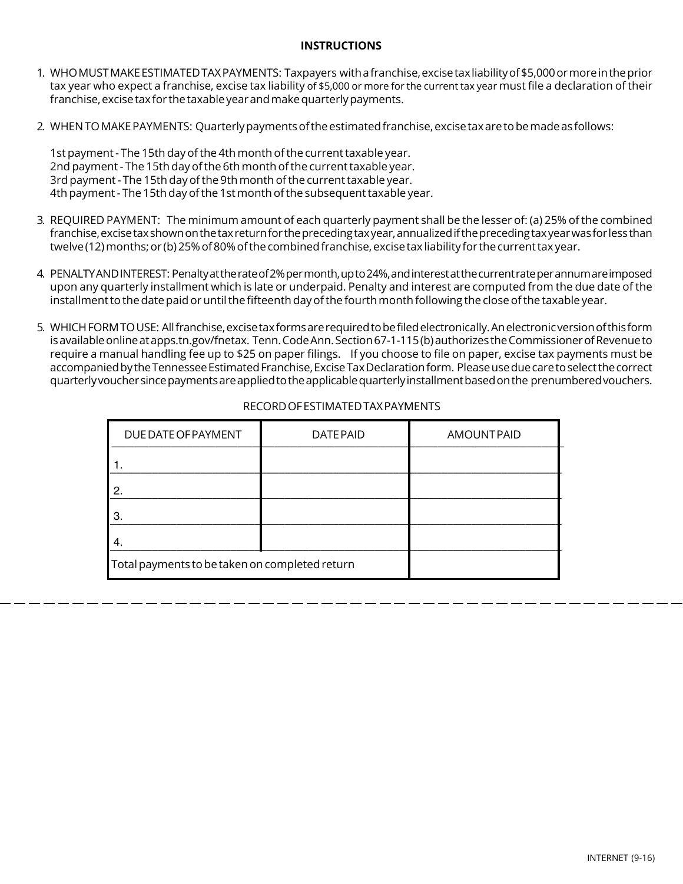## INSTRUCTIONS

1. WHO MUST MAKE ESTIMATED TAX PAYMENTS: Taxpayers with a franchise, excise tax liability of $5,000 or more in the prior tax year who expect a franchise, excise tax liability of $5,000 or more for the current tax year must file a declaration of their franchise, excise tax for the taxable year and make quarterly payments.

2. WHEN TO MAKE PAYMENTS: Quarterly payments of the estimated franchise, excise tax are to be made as follows:

   1st payment - The 15th day of the 4th month of the current taxable year.
   2nd payment - The 15th day of the 6th month of the current taxable year.
   3rd payment - The 15th day of the 9th month of the current taxable year.
   4th payment - The 15th day of the 1st month of the subsequent taxable year.

3. REQUIRED PAYMENT: The minimum amount of each quarterly payment shall be the lesser of: (a) 25% of the combined franchise, excise tax shown on the tax return for the preceding tax year, annualized if the preceding tax year was for less than twelve (12) months; or (b) 25% of 80% of the combined franchise, excise tax liability for the current tax year.

4. PENALTY AND INTEREST: Penalty at the rate of 2% per month, up to 24%, and interest at the current rate per annum are imposed upon any quarterly installment which is late or underpaid. Penalty and interest are computed from the due date of the installment to the date paid or until the fifteenth day of the fourth month following the close of the taxable year.

5. WHICH FORM TO USE: All franchise, excise tax forms are required to be filed electronically. An electronic version of this form is available online at apps.tn.gov/fnetax. Tenn. Code Ann. Section 67-1-115(b) authorizes the Commissioner of Revenue to require a manual handling fee up to $25 on paper filings. If you choose to file on paper, excise tax payments must be accompanied by the Tennessee Estimated Franchise, Excise Tax Declaration form. Please use due care to select the correct quarterly voucher since payments are applied to the applicable quarterly installment based on the prenumbered vouchers.

RECORD OF ESTIMATED TAX PAYMENTS

| DUE DATE OF PAYMENT | DATE PAID | AMOUNT PAID |
|---|---|---|
| 1. | | |
| 2. | | |
| 3. | | |
| 4. | | |
| Total payments to be taken on completed return | | |

INTERNET (9-16)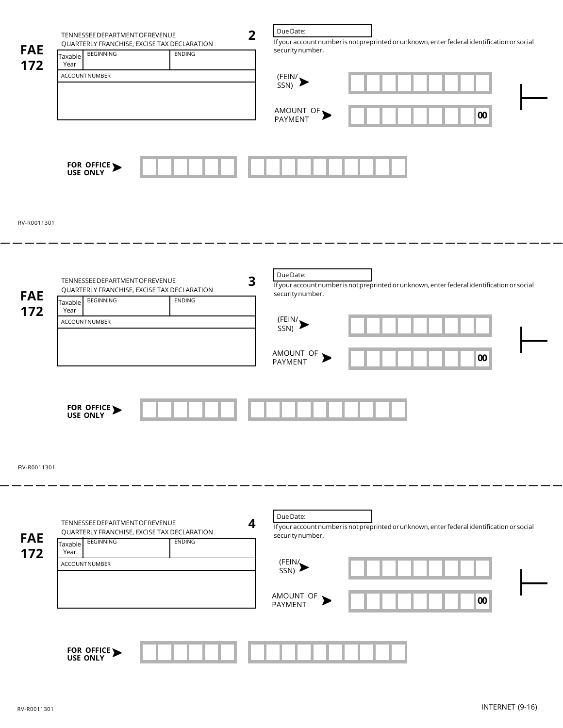**FAE 172**

TENNESSEE DEPARTMENT OF REVENUE
QUARTERLY FRANCHISE, EXCISE TAX DECLARATION

**2**

| Taxable Year | BEGINNING | ENDING |
|---|---|---|
| ACCOUNT NUMBER | | |

Due Date:

If your account number is not preprinted or unknown, enter federal identification or social security number.

(FEIN/ SSN) ➤

AMOUNT OF PAYMENT ➤ **00**

**FOR OFFICE USE ONLY** ➤

RV-R0011301

---

**FAE 172**

TENNESSEE DEPARTMENT OF REVENUE
QUARTERLY FRANCHISE, EXCISE TAX DECLARATION

**3**

| Taxable Year | BEGINNING | ENDING |
|---|---|---|
| ACCOUNT NUMBER | | |

Due Date:

If your account number is not preprinted or unknown, enter federal identification or social security number.

(FEIN/ SSN) ➤

AMOUNT OF PAYMENT ➤ **00**

**FOR OFFICE USE ONLY** ➤

RV-R0011301

---

**FAE 172**

TENNESSEE DEPARTMENT OF REVENUE
QUARTERLY FRANCHISE, EXCISE TAX DECLARATION

**4**

| Taxable Year | BEGINNING | ENDING |
|---|---|---|
| ACCOUNT NUMBER | | |

Due Date:

If your account number is not preprinted or unknown, enter federal identification or social security number.

(FEIN/ SSN) ➤

AMOUNT OF PAYMENT ➤ **00**

**FOR OFFICE USE ONLY** ➤

RV-R0011301

INTERNET (9-16)